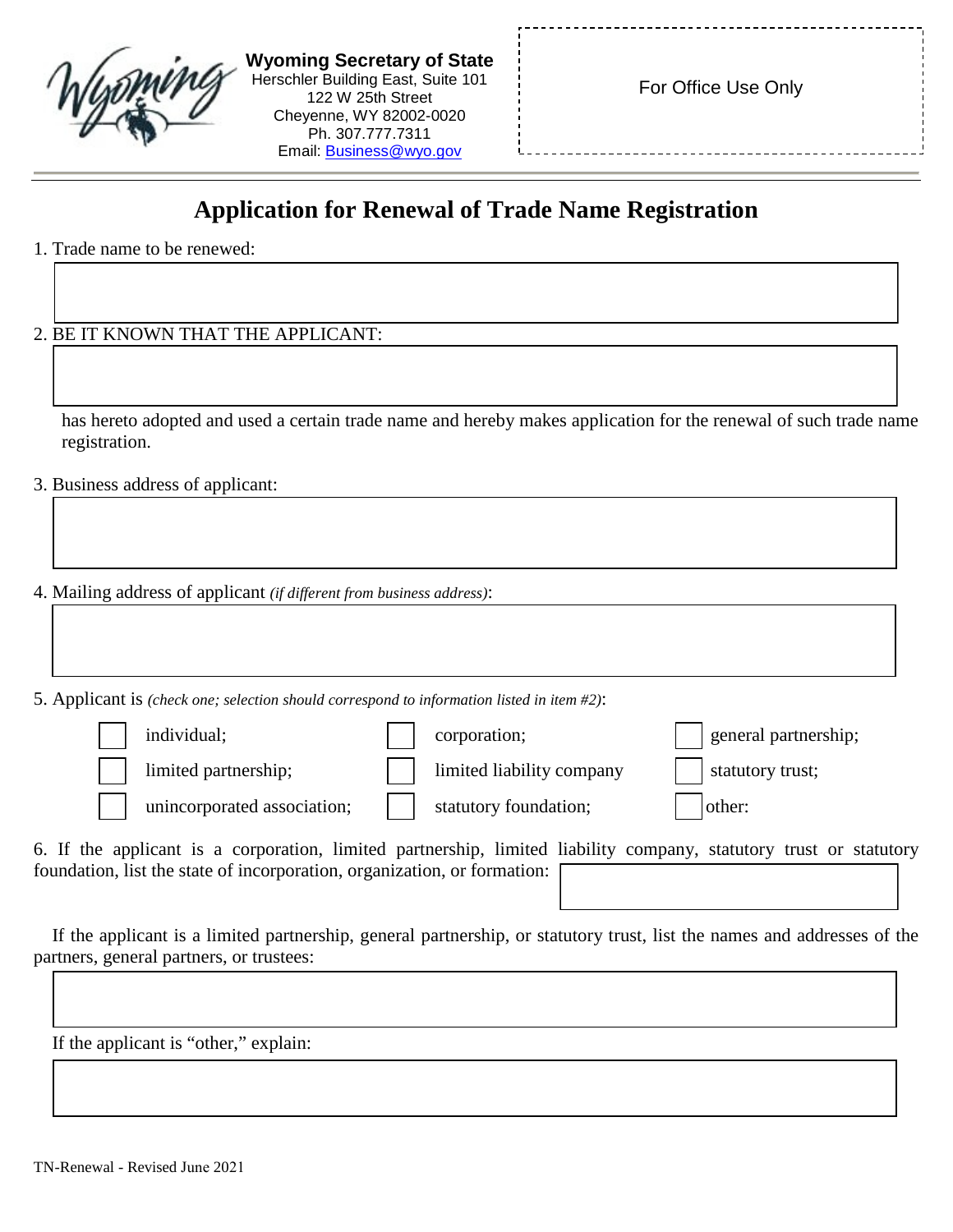Wyoming Secretary of State
Herschler Building East, Suite 101
122 W 25th Street
Cheyenne, WY 82002-0020
Ph. 307.777.7311
Email: Business@wyo.gov

For Office Use Only

# Application for Renewal of Trade Name Registration

1. Trade name to be renewed:

2. BE IT KNOWN THAT THE APPLICANT:

has hereto adopted and used a certain trade name and hereby makes application for the renewal of such trade name registration.

3. Business address of applicant:

4. Mailing address of applicant *(if different from business address)*:

5. Applicant is *(check one; selection should correspond to information listed in item #2)*:

- ☐ individual;
- ☐ corporation;
- ☐ general partnership;
- ☐ limited partnership;
- ☐ limited liability company
- ☐ statutory trust;
- ☐ unincorporated association;
- ☐ statutory foundation;
- ☐ other:

6. If the applicant is a corporation, limited partnership, limited liability company, statutory trust or statutory foundation, list the state of incorporation, organization, or formation:

If the applicant is a limited partnership, general partnership, or statutory trust, list the names and addresses of the partners, general partners, or trustees:

If the applicant is "other," explain:

TN-Renewal - Revised June 2021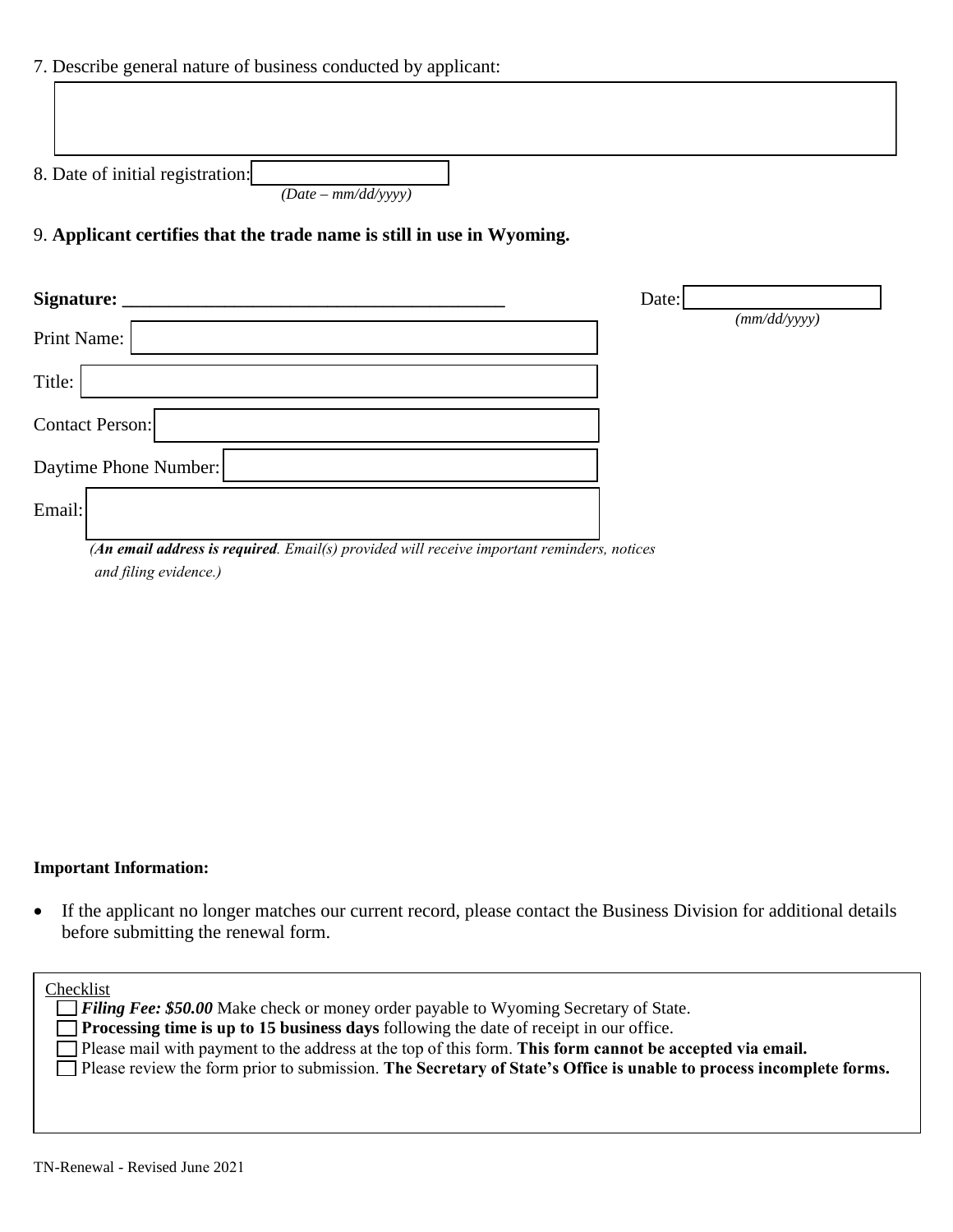7. Describe general nature of business conducted by applicant:

8. Date of initial registration: ____________
*(Date – mm/dd/yyyy)*

9. **Applicant certifies that the trade name is still in use in Wyoming.**

**Signature:** ________________________________________ Date: ____________
*(mm/dd/yyyy)*

Print Name:

Title:

Contact Person:

Daytime Phone Number:

Email:

*(**An email address is required**. Email(s) provided will receive important reminders, notices and filing evidence.)*

**Important Information:**

- If the applicant no longer matches our current record, please contact the Business Division for additional details before submitting the renewal form.

Checklist

- ☐ ***Filing Fee: $50.00*** Make check or money order payable to Wyoming Secretary of State.
- ☐ **Processing time is up to 15 business days** following the date of receipt in our office.
- ☐ Please mail with payment to the address at the top of this form. **This form cannot be accepted via email.**
- ☐ Please review the form prior to submission. **The Secretary of State's Office is unable to process incomplete forms.**

TN-Renewal - Revised June 2021